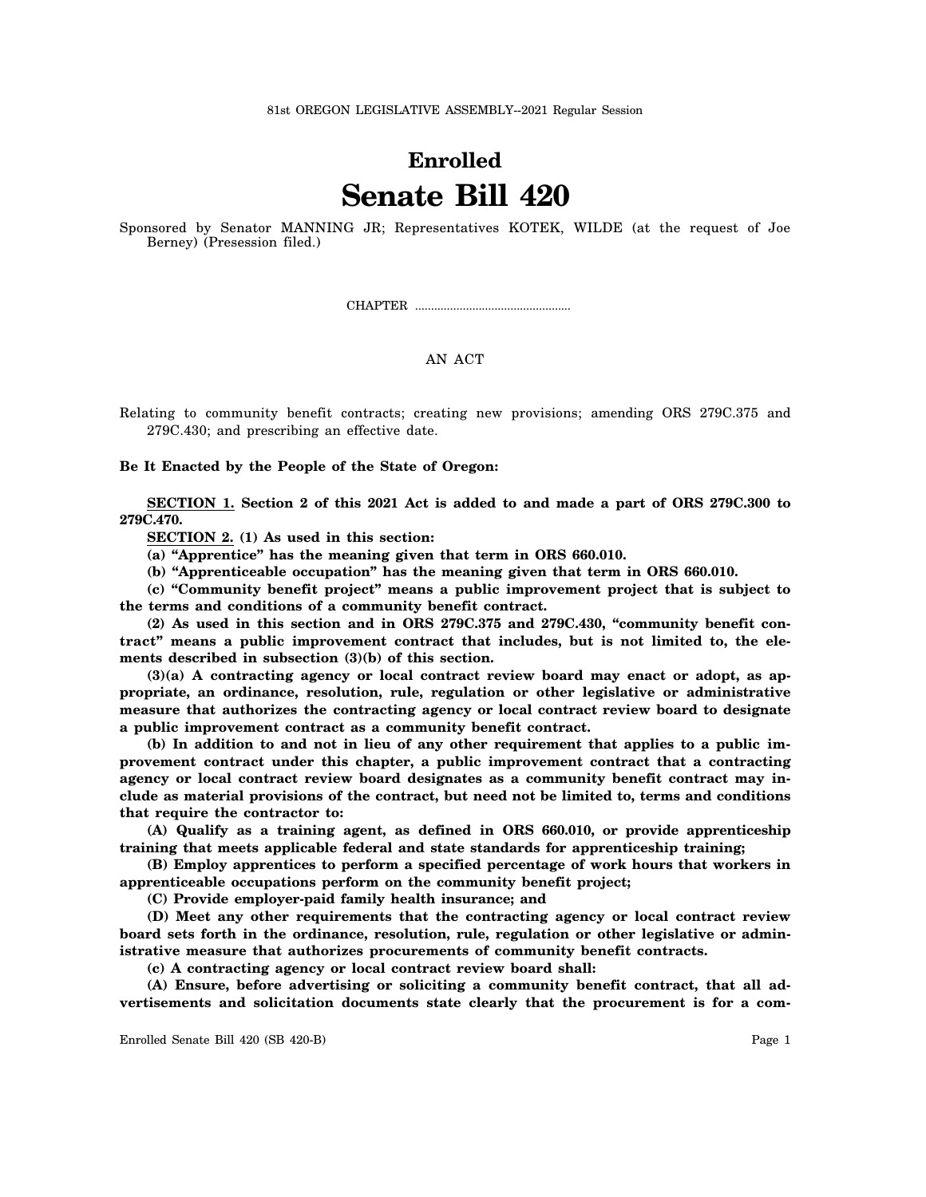81st OREGON LEGISLATIVE ASSEMBLY--2021 Regular Session

# Enrolled

# Senate Bill 420

Sponsored by Senator MANNING JR; Representatives KOTEK, WILDE (at the request of Joe Berney) (Presession filed.)

CHAPTER ................................................

AN ACT

Relating to community benefit contracts; creating new provisions; amending ORS 279C.375 and 279C.430; and prescribing an effective date.

**Be It Enacted by the People of the State of Oregon:**

**SECTION 1. Section 2 of this 2021 Act is added to and made a part of ORS 279C.300 to 279C.470.**

**SECTION 2. (1) As used in this section:**

**(a) "Apprentice" has the meaning given that term in ORS 660.010.**

**(b) "Apprenticeable occupation" has the meaning given that term in ORS 660.010.**

**(c) "Community benefit project" means a public improvement project that is subject to the terms and conditions of a community benefit contract.**

**(2) As used in this section and in ORS 279C.375 and 279C.430, "community benefit contract" means a public improvement contract that includes, but is not limited to, the elements described in subsection (3)(b) of this section.**

**(3)(a) A contracting agency or local contract review board may enact or adopt, as appropriate, an ordinance, resolution, rule, regulation or other legislative or administrative measure that authorizes the contracting agency or local contract review board to designate a public improvement contract as a community benefit contract.**

**(b) In addition to and not in lieu of any other requirement that applies to a public improvement contract under this chapter, a public improvement contract that a contracting agency or local contract review board designates as a community benefit contract may include as material provisions of the contract, but need not be limited to, terms and conditions that require the contractor to:**

**(A) Qualify as a training agent, as defined in ORS 660.010, or provide apprenticeship training that meets applicable federal and state standards for apprenticeship training;**

**(B) Employ apprentices to perform a specified percentage of work hours that workers in apprenticeable occupations perform on the community benefit project;**

**(C) Provide employer-paid family health insurance; and**

**(D) Meet any other requirements that the contracting agency or local contract review board sets forth in the ordinance, resolution, rule, regulation or other legislative or administrative measure that authorizes procurements of community benefit contracts.**

**(c) A contracting agency or local contract review board shall:**

**(A) Ensure, before advertising or soliciting a community benefit contract, that all advertisements and solicitation documents state clearly that the procurement is for a com-**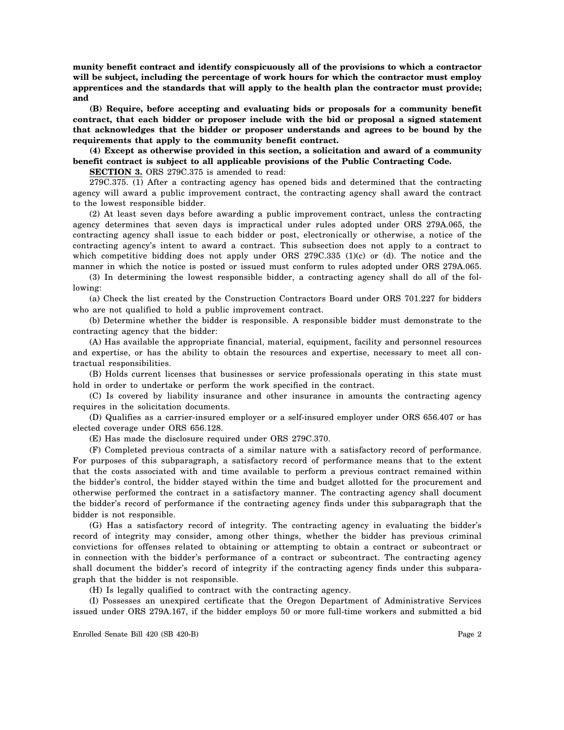**munity benefit contract and identify conspicuously all of the provisions to which a contractor will be subject, including the percentage of work hours for which the contractor must employ apprentices and the standards that will apply to the health plan the contractor must provide; and**

**(B) Require, before accepting and evaluating bids or proposals for a community benefit contract, that each bidder or proposer include with the bid or proposal a signed statement that acknowledges that the bidder or proposer understands and agrees to be bound by the requirements that apply to the community benefit contract.**

**(4) Except as otherwise provided in this section, a solicitation and award of a community benefit contract is subject to all applicable provisions of the Public Contracting Code.**

**SECTION 3.** ORS 279C.375 is amended to read:

279C.375. (1) After a contracting agency has opened bids and determined that the contracting agency will award a public improvement contract, the contracting agency shall award the contract to the lowest responsible bidder.

(2) At least seven days before awarding a public improvement contract, unless the contracting agency determines that seven days is impractical under rules adopted under ORS 279A.065, the contracting agency shall issue to each bidder or post, electronically or otherwise, a notice of the contracting agency's intent to award a contract. This subsection does not apply to a contract to which competitive bidding does not apply under ORS 279C.335 (1)(c) or (d). The notice and the manner in which the notice is posted or issued must conform to rules adopted under ORS 279A.065.

(3) In determining the lowest responsible bidder, a contracting agency shall do all of the following:

(a) Check the list created by the Construction Contractors Board under ORS 701.227 for bidders who are not qualified to hold a public improvement contract.

(b) Determine whether the bidder is responsible. A responsible bidder must demonstrate to the contracting agency that the bidder:

(A) Has available the appropriate financial, material, equipment, facility and personnel resources and expertise, or has the ability to obtain the resources and expertise, necessary to meet all contractual responsibilities.

(B) Holds current licenses that businesses or service professionals operating in this state must hold in order to undertake or perform the work specified in the contract.

(C) Is covered by liability insurance and other insurance in amounts the contracting agency requires in the solicitation documents.

(D) Qualifies as a carrier-insured employer or a self-insured employer under ORS 656.407 or has elected coverage under ORS 656.128.

(E) Has made the disclosure required under ORS 279C.370.

(F) Completed previous contracts of a similar nature with a satisfactory record of performance. For purposes of this subparagraph, a satisfactory record of performance means that to the extent that the costs associated with and time available to perform a previous contract remained within the bidder's control, the bidder stayed within the time and budget allotted for the procurement and otherwise performed the contract in a satisfactory manner. The contracting agency shall document the bidder's record of performance if the contracting agency finds under this subparagraph that the bidder is not responsible.

(G) Has a satisfactory record of integrity. The contracting agency in evaluating the bidder's record of integrity may consider, among other things, whether the bidder has previous criminal convictions for offenses related to obtaining or attempting to obtain a contract or subcontract or in connection with the bidder's performance of a contract or subcontract. The contracting agency shall document the bidder's record of integrity if the contracting agency finds under this subparagraph that the bidder is not responsible.

(H) Is legally qualified to contract with the contracting agency.

(I) Possesses an unexpired certificate that the Oregon Department of Administrative Services issued under ORS 279A.167, if the bidder employs 50 or more full-time workers and submitted a bid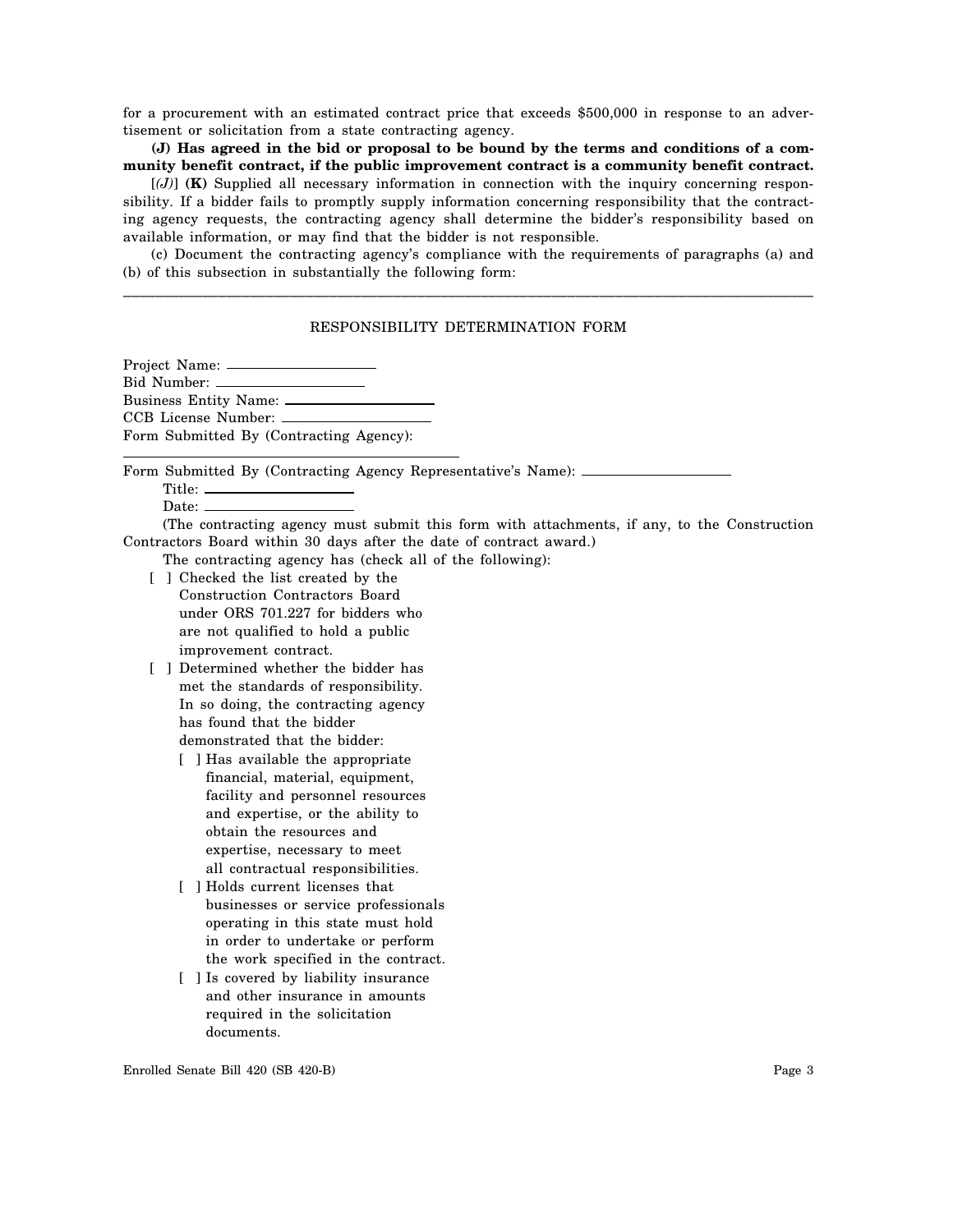for a procurement with an estimated contract price that exceeds $500,000 in response to an advertisement or solicitation from a state contracting agency.

**(J) Has agreed in the bid or proposal to be bound by the terms and conditions of a community benefit contract, if the public improvement contract is a community benefit contract.**

[*(J)*] **(K)** Supplied all necessary information in connection with the inquiry concerning responsibility. If a bidder fails to promptly supply information concerning responsibility that the contracting agency requests, the contracting agency shall determine the bidder's responsibility based on available information, or may find that the bidder is not responsible.

(c) Document the contracting agency's compliance with the requirements of paragraphs (a) and (b) of this subsection in substantially the following form:

---

RESPONSIBILITY DETERMINATION FORM

Project Name: ____________________
Bid Number: ____________________
Business Entity Name: ____________________
CCB License Number: ____________________
Form Submitted By (Contracting Agency):
____________________________________________

Form Submitted By (Contracting Agency Representative's Name): ____________________
Title: ____________________
Date: ____________________

(The contracting agency must submit this form with attachments, if any, to the Construction Contractors Board within 30 days after the date of contract award.)

The contracting agency has (check all of the following):

[ ] Checked the list created by the Construction Contractors Board under ORS 701.227 for bidders who are not qualified to hold a public improvement contract.

[ ] Determined whether the bidder has met the standards of responsibility. In so doing, the contracting agency has found that the bidder demonstrated that the bidder:

[ ] Has available the appropriate financial, material, equipment, facility and personnel resources and expertise, or the ability to obtain the resources and expertise, necessary to meet all contractual responsibilities.

[ ] Holds current licenses that businesses or service professionals operating in this state must hold in order to undertake or perform the work specified in the contract.

[ ] Is covered by liability insurance and other insurance in amounts required in the solicitation documents.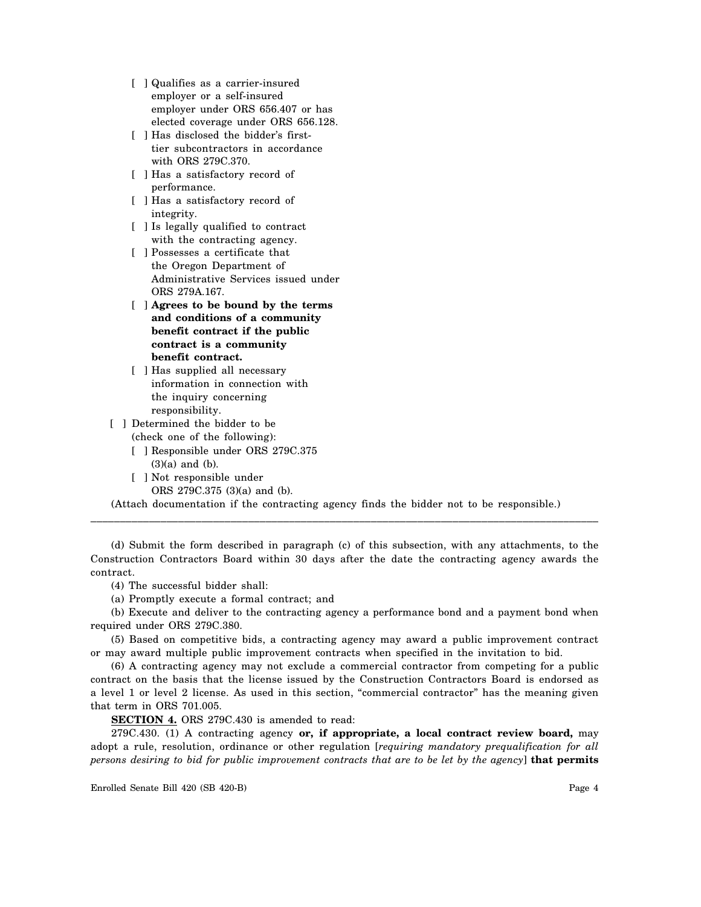- [ ] Qualifies as a carrier-insured employer or a self-insured employer under ORS 656.407 or has elected coverage under ORS 656.128.
- [ ] Has disclosed the bidder's first-tier subcontractors in accordance with ORS 279C.370.
- [ ] Has a satisfactory record of performance.
- [ ] Has a satisfactory record of integrity.
- [ ] Is legally qualified to contract with the contracting agency.
- [ ] Possesses a certificate that the Oregon Department of Administrative Services issued under ORS 279A.167.
- [ ] **Agrees to be bound by the terms and conditions of a community benefit contract if the public contract is a community benefit contract.**
- [ ] Has supplied all necessary information in connection with the inquiry concerning responsibility.

[ ] Determined the bidder to be (check one of the following):

- [ ] Responsible under ORS 279C.375 (3)(a) and (b).
- [ ] Not responsible under ORS 279C.375 (3)(a) and (b).

(Attach documentation if the contracting agency finds the bidder not to be responsible.)

---

(d) Submit the form described in paragraph (c) of this subsection, with any attachments, to the Construction Contractors Board within 30 days after the date the contracting agency awards the contract.

(4) The successful bidder shall:

(a) Promptly execute a formal contract; and

(b) Execute and deliver to the contracting agency a performance bond and a payment bond when required under ORS 279C.380.

(5) Based on competitive bids, a contracting agency may award a public improvement contract or may award multiple public improvement contracts when specified in the invitation to bid.

(6) A contracting agency may not exclude a commercial contractor from competing for a public contract on the basis that the license issued by the Construction Contractors Board is endorsed as a level 1 or level 2 license. As used in this section, "commercial contractor" has the meaning given that term in ORS 701.005.

**SECTION 4.** ORS 279C.430 is amended to read:

279C.430. (1) A contracting agency **or, if appropriate, a local contract review board,** may adopt a rule, resolution, ordinance or other regulation [*requiring mandatory prequalification for all persons desiring to bid for public improvement contracts that are to be let by the agency*] **that permits**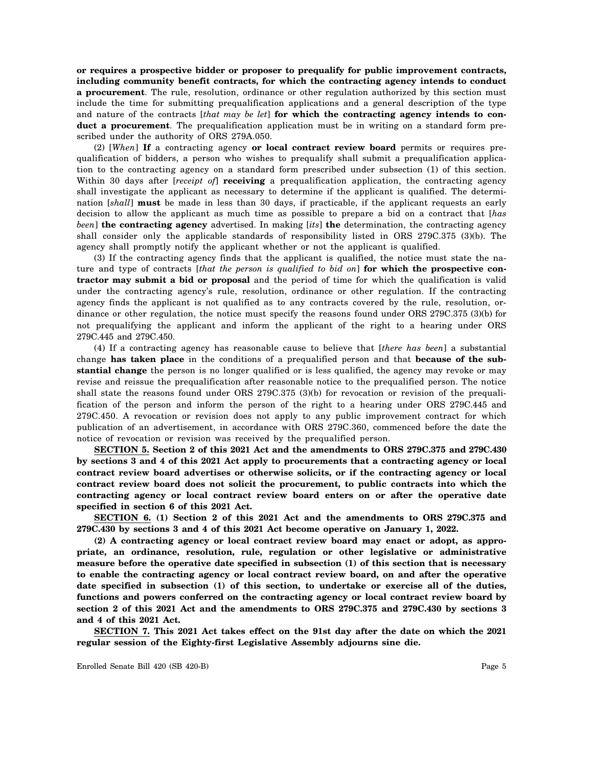**or requires a prospective bidder or proposer to prequalify for public improvement contracts, including community benefit contracts, for which the contracting agency intends to conduct a procurement**. The rule, resolution, ordinance or other regulation authorized by this section must include the time for submitting prequalification applications and a general description of the type and nature of the contracts [*that may be let*] **for which the contracting agency intends to conduct a procurement**. The prequalification application must be in writing on a standard form prescribed under the authority of ORS 279A.050.

(2) [*When*] **If** a contracting agency **or local contract review board** permits or requires prequalification of bidders, a person who wishes to prequalify shall submit a prequalification application to the contracting agency on a standard form prescribed under subsection (1) of this section. Within 30 days after [*receipt of*] **receiving** a prequalification application, the contracting agency shall investigate the applicant as necessary to determine if the applicant is qualified. The determination [*shall*] **must** be made in less than 30 days, if practicable, if the applicant requests an early decision to allow the applicant as much time as possible to prepare a bid on a contract that [*has been*] **the contracting agency** advertised. In making [*its*] **the** determination, the contracting agency shall consider only the applicable standards of responsibility listed in ORS 279C.375 (3)(b). The agency shall promptly notify the applicant whether or not the applicant is qualified.

(3) If the contracting agency finds that the applicant is qualified, the notice must state the nature and type of contracts [*that the person is qualified to bid on*] **for which the prospective contractor may submit a bid or proposal** and the period of time for which the qualification is valid under the contracting agency's rule, resolution, ordinance or other regulation. If the contracting agency finds the applicant is not qualified as to any contracts covered by the rule, resolution, ordinance or other regulation, the notice must specify the reasons found under ORS 279C.375 (3)(b) for not prequalifying the applicant and inform the applicant of the right to a hearing under ORS 279C.445 and 279C.450.

(4) If a contracting agency has reasonable cause to believe that [*there has been*] a substantial change **has taken place** in the conditions of a prequalified person and that **because of the substantial change** the person is no longer qualified or is less qualified, the agency may revoke or may revise and reissue the prequalification after reasonable notice to the prequalified person. The notice shall state the reasons found under ORS 279C.375 (3)(b) for revocation or revision of the prequalification of the person and inform the person of the right to a hearing under ORS 279C.445 and 279C.450. A revocation or revision does not apply to any public improvement contract for which publication of an advertisement, in accordance with ORS 279C.360, commenced before the date the notice of revocation or revision was received by the prequalified person.

**SECTION 5. Section 2 of this 2021 Act and the amendments to ORS 279C.375 and 279C.430 by sections 3 and 4 of this 2021 Act apply to procurements that a contracting agency or local contract review board advertises or otherwise solicits, or if the contracting agency or local contract review board does not solicit the procurement, to public contracts into which the contracting agency or local contract review board enters on or after the operative date specified in section 6 of this 2021 Act.**

**SECTION 6. (1) Section 2 of this 2021 Act and the amendments to ORS 279C.375 and 279C.430 by sections 3 and 4 of this 2021 Act become operative on January 1, 2022.**

**(2) A contracting agency or local contract review board may enact or adopt, as appropriate, an ordinance, resolution, rule, regulation or other legislative or administrative measure before the operative date specified in subsection (1) of this section that is necessary to enable the contracting agency or local contract review board, on and after the operative date specified in subsection (1) of this section, to undertake or exercise all of the duties, functions and powers conferred on the contracting agency or local contract review board by section 2 of this 2021 Act and the amendments to ORS 279C.375 and 279C.430 by sections 3 and 4 of this 2021 Act.**

**SECTION 7. This 2021 Act takes effect on the 91st day after the date on which the 2021 regular session of the Eighty-first Legislative Assembly adjourns sine die.**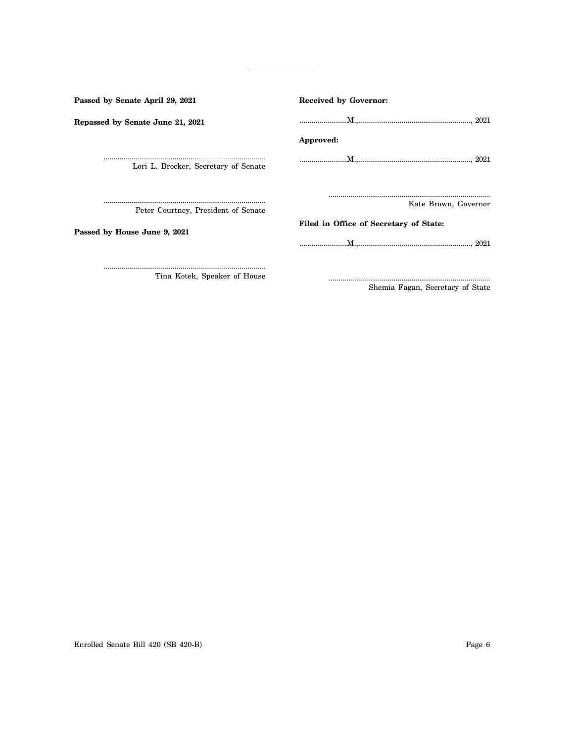---

**Passed by Senate April 29, 2021**

**Repassed by Senate June 21, 2021**

..................................................................................
Lori L. Brocker, Secretary of Senate

..................................................................................
Peter Courtney, President of Senate

**Passed by House June 9, 2021**

..................................................................................
Tina Kotek, Speaker of House

**Received by Governor:**

........................M.,..........................................................., 2021

**Approved:**

........................M.,..........................................................., 2021

..................................................................................
Kate Brown, Governor

**Filed in Office of Secretary of State:**

........................M.,..........................................................., 2021

..................................................................................
Shemia Fagan, Secretary of State

Enrolled Senate Bill 420 (SB 420-B)